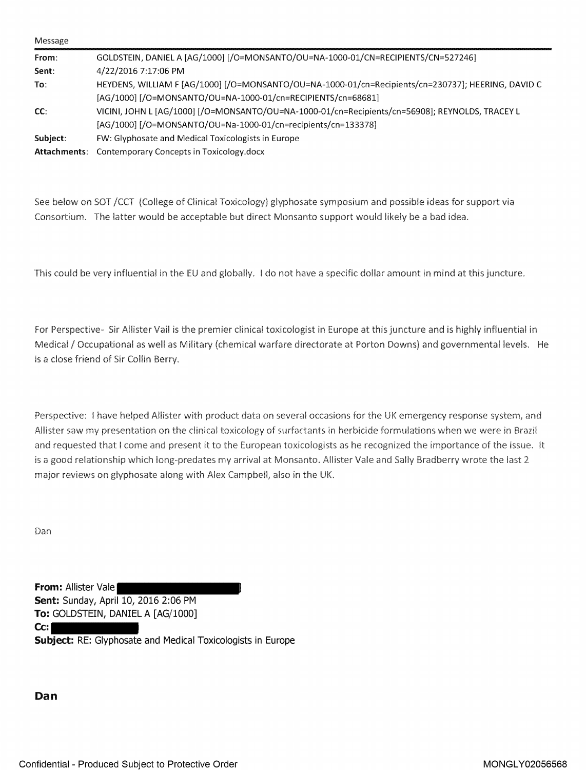Message

| | |
|---|---|
| **From**: | GOLDSTEIN, DANIEL A [AG/1000] [/O=MONSANTO/OU=NA-1000-01/CN=RECIPIENTS/CN=527246] |
| **Sent**: | 4/22/2016 7:17:06 PM |
| **To**: | HEYDENS, WILLIAM F [AG/1000] [/O=MONSANTO/OU=NA-1000-01/cn=Recipients/cn=230737]; HEERING, DAVID C [AG/1000] [/O=MONSANTO/OU=NA-1000-01/cn=RECIPIENTS/cn=68681] |
| **CC**: | VICINI, JOHN L [AG/1000] [/O=MONSANTO/OU=NA-1000-01/cn=Recipients/cn=56908]; REYNOLDS, TRACEY L [AG/1000] [/O=MONSANTO/OU=Na-1000-01/cn=recipients/cn=133378] |
| **Subject**: | FW: Glyphosate and Medical Toxicologists in Europe |
| **Attachments**: | Contemporary Concepts in Toxicology.docx |

See below on SOT /CCT (College of Clinical Toxicology) glyphosate symposium and possible ideas for support via Consortium. The latter would be acceptable but direct Monsanto support would likely be a bad idea.

This could be very influential in the EU and globally. I do not have a specific dollar amount in mind at this juncture.

For Perspective- Sir Allister Vail is the premier clinical toxicologist in Europe at this juncture and is highly influential in Medical / Occupational as well as Military (chemical warfare directorate at Porton Downs) and governmental levels. He is a close friend of Sir Collin Berry.

Perspective: I have helped Allister with product data on several occasions for the UK emergency response system, and Allister saw my presentation on the clinical toxicology of surfactants in herbicide formulations when we were in Brazil and requested that I come and present it to the European toxicologists as he recognized the importance of the issue. It is a good relationship which long-predates my arrival at Monsanto. Allister Vale and Sally Bradberry wrote the last 2 major reviews on glyphosate along with Alex Campbell, also in the UK.

Dan

**From:** Allister Vale [REDACTED]
**Sent:** Sunday, April 10, 2016 2:06 PM
**To:** GOLDSTEIN, DANIEL A [AG/1000]
**Cc:** [REDACTED]
**Subject:** RE: Glyphosate and Medical Toxicologists in Europe

**Dan**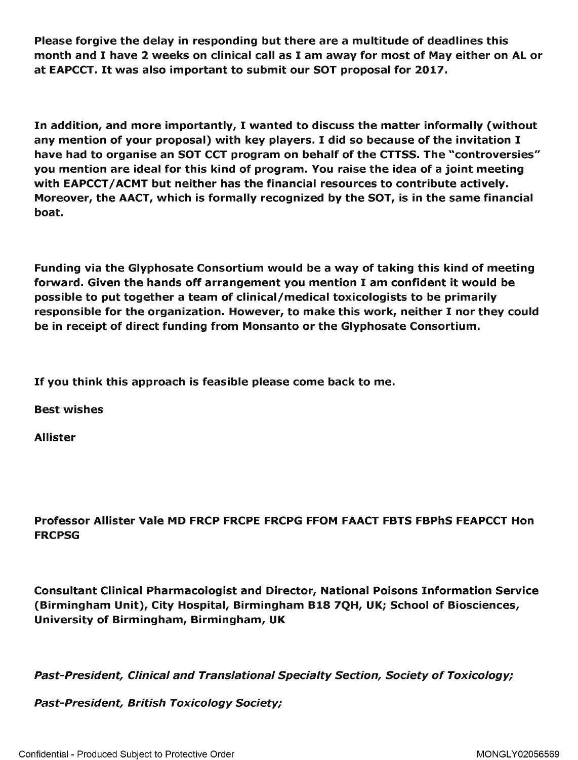**Please forgive the delay in responding but there are a multitude of deadlines this month and I have 2 weeks on clinical call as I am away for most of May either on AL or at EAPCCT. It was also important to submit our SOT proposal for 2017.**

**In addition, and more importantly, I wanted to discuss the matter informally (without any mention of your proposal) with key players. I did so because of the invitation I have had to organise an SOT CCT program on behalf of the CTTSS. The "controversies" you mention are ideal for this kind of program. You raise the idea of a joint meeting with EAPCCT/ACMT but neither has the financial resources to contribute actively. Moreover, the AACT, which is formally recognized by the SOT, is in the same financial boat.**

**Funding via the Glyphosate Consortium would be a way of taking this kind of meeting forward. Given the hands off arrangement you mention I am confident it would be possible to put together a team of clinical/medical toxicologists to be primarily responsible for the organization. However, to make this work, neither I nor they could be in receipt of direct funding from Monsanto or the Glyphosate Consortium.**

**If you think this approach is feasible please come back to me.**

**Best wishes**

**Allister**

**Professor Allister Vale MD FRCP FRCPE FRCPG FFOM FAACT FBTS FBPhS FEAPCCT Hon FRCPSG**

**Consultant Clinical Pharmacologist and Director, National Poisons Information Service (Birmingham Unit), City Hospital, Birmingham B18 7QH, UK; School of Biosciences, University of Birmingham, Birmingham, UK**

***Past-President, Clinical and Translational Specialty Section, Society of Toxicology;***

***Past-President, British Toxicology Society;***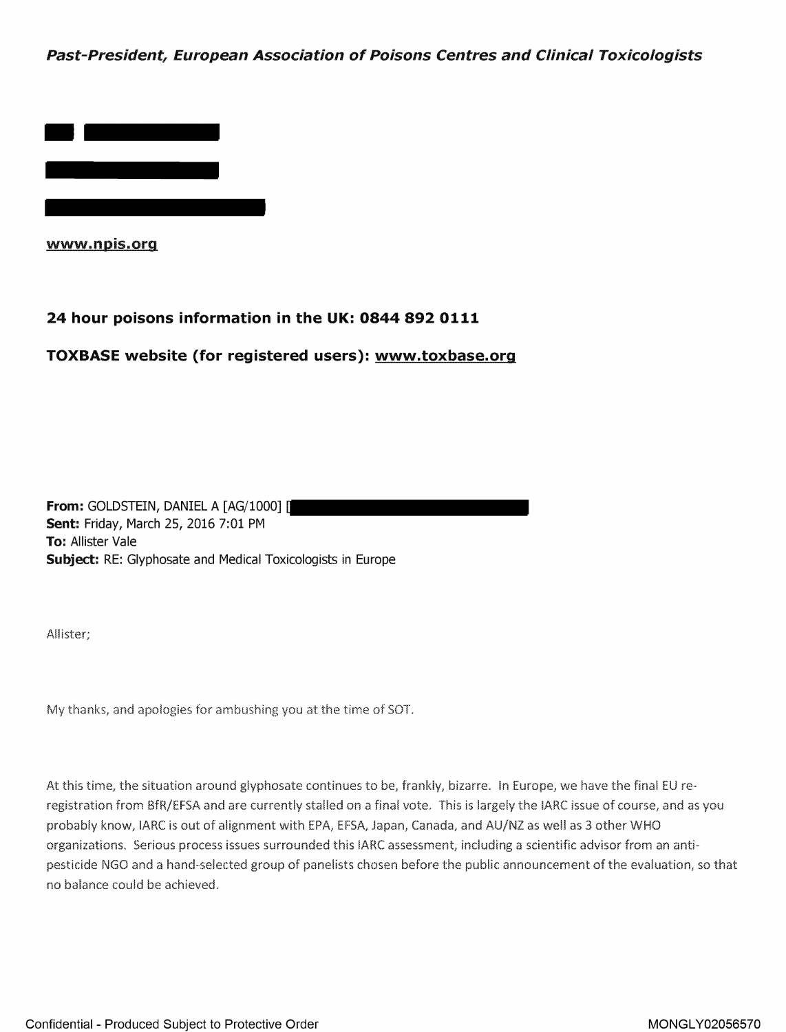***Past-President, European Association of Poisons Centres and Clinical Toxicologists***

www.npis.org

**24 hour poisons information in the UK: 0844 892 0111**

**TOXBASE website (for registered users): www.toxbase.org**

**From:** GOLDSTEIN, DANIEL A [AG/1000] [
**Sent:** Friday, March 25, 2016 7:01 PM
**To:** Allister Vale
**Subject:** RE: Glyphosate and Medical Toxicologists in Europe

Allister;

My thanks, and apologies for ambushing you at the time of SOT.

At this time, the situation around glyphosate continues to be, frankly, bizarre. In Europe, we have the final EU re-registration from BfR/EFSA and are currently stalled on a final vote. This is largely the IARC issue of course, and as you probably know, IARC is out of alignment with EPA, EFSA, Japan, Canada, and AU/NZ as well as 3 other WHO organizations. Serious process issues surrounded this IARC assessment, including a scientific advisor from an anti-pesticide NGO and a hand-selected group of panelists chosen before the public announcement of the evaluation, so that no balance could be achieved.

Confidential - Produced Subject to Protective Order

MONGLY02056570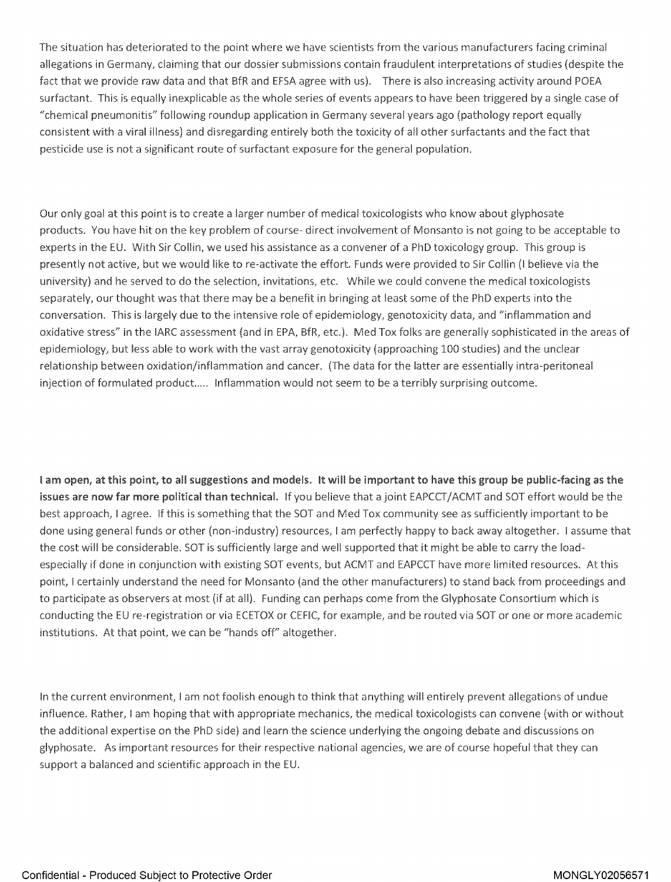The situation has deteriorated to the point where we have scientists from the various manufacturers facing criminal allegations in Germany, claiming that our dossier submissions contain fraudulent interpretations of studies (despite the fact that we provide raw data and that BfR and EFSA agree with us). There is also increasing activity around POEA surfactant. This is equally inexplicable as the whole series of events appears to have been triggered by a single case of "chemical pneumonitis" following roundup application in Germany several years ago (pathology report equally consistent with a viral illness) and disregarding entirely both the toxicity of all other surfactants and the fact that pesticide use is not a significant route of surfactant exposure for the general population.

Our only goal at this point is to create a larger number of medical toxicologists who know about glyphosate products. You have hit on the key problem of course- direct involvement of Monsanto is not going to be acceptable to experts in the EU. With Sir Collin, we used his assistance as a convener of a PhD toxicology group. This group is presently not active, but we would like to re-activate the effort. Funds were provided to Sir Collin (I believe via the university) and he served to do the selection, invitations, etc. While we could convene the medical toxicologists separately, our thought was that there may be a benefit in bringing at least some of the PhD experts into the conversation. This is largely due to the intensive role of epidemiology, genotoxicity data, and "inflammation and oxidative stress" in the IARC assessment (and in EPA, BfR, etc.). Med Tox folks are generally sophisticated in the areas of epidemiology, but less able to work with the vast array genotoxicity (approaching 100 studies) and the unclear relationship between oxidation/inflammation and cancer. (The data for the latter are essentially intra-peritoneal injection of formulated product..... Inflammation would not seem to be a terribly surprising outcome.

**I am open, at this point, to all suggestions and models. It will be important to have this group be public-facing as the issues are now far more political than technical.** If you believe that a joint EAPCCT/ACMT and SOT effort would be the best approach, I agree. If this is something that the SOT and Med Tox community see as sufficiently important to be done using general funds or other (non-industry) resources, I am perfectly happy to back away altogether. I assume that the cost will be considerable. SOT is sufficiently large and well supported that it might be able to carry the load- especially if done in conjunction with existing SOT events, but ACMT and EAPCCT have more limited resources. At this point, I certainly understand the need for Monsanto (and the other manufacturers) to stand back from proceedings and to participate as observers at most (if at all). Funding can perhaps come from the Glyphosate Consortium which is conducting the EU re-registration or via ECETOX or CEFIC, for example, and be routed via SOT or one or more academic institutions. At that point, we can be "hands off" altogether.

In the current environment, I am not foolish enough to think that anything will entirely prevent allegations of undue influence. Rather, I am hoping that with appropriate mechanics, the medical toxicologists can convene (with or without the additional expertise on the PhD side) and learn the science underlying the ongoing debate and discussions on glyphosate. As important resources for their respective national agencies, we are of course hopeful that they can support a balanced and scientific approach in the EU.

Confidential - Produced Subject to Protective Order MONGLY02056571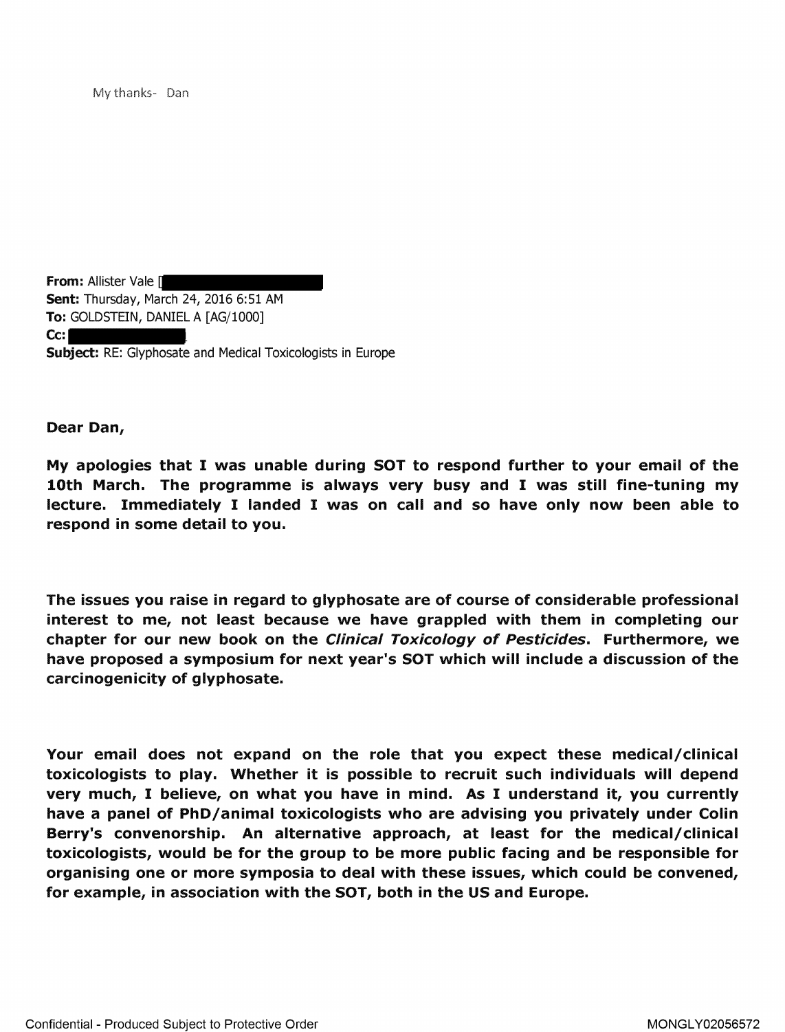My thanks- Dan

**From:** Allister Vale [
**Sent:** Thursday, March 24, 2016 6:51 AM
**To:** GOLDSTEIN, DANIEL A [AG/1000]
**Cc:**
**Subject:** RE: Glyphosate and Medical Toxicologists in Europe

**Dear Dan,**

**My apologies that I was unable during SOT to respond further to your email of the 10th March. The programme is always very busy and I was still fine-tuning my lecture. Immediately I landed I was on call and so have only now been able to respond in some detail to you.**

**The issues you raise in regard to glyphosate are of course of considerable professional interest to me, not least because we have grappled with them in completing our chapter for our new book on the *Clinical Toxicology of Pesticides*. Furthermore, we have proposed a symposium for next year's SOT which will include a discussion of the carcinogenicity of glyphosate.**

**Your email does not expand on the role that you expect these medical/clinical toxicologists to play. Whether it is possible to recruit such individuals will depend very much, I believe, on what you have in mind. As I understand it, you currently have a panel of PhD/animal toxicologists who are advising you privately under Colin Berry's convenorship. An alternative approach, at least for the medical/clinical toxicologists, would be for the group to be more public facing and be responsible for organising one or more symposia to deal with these issues, which could be convened, for example, in association with the SOT, both in the US and Europe.**

Confidential - Produced Subject to Protective Order MONGLY02056572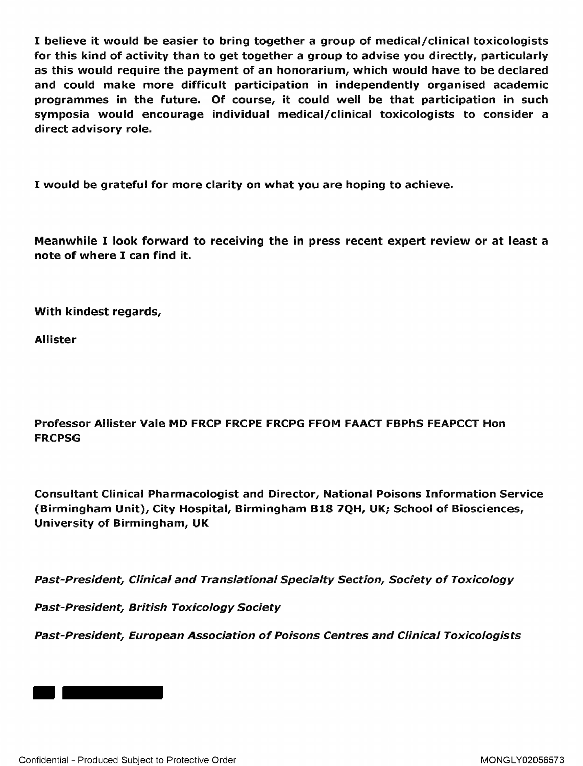**I believe it would be easier to bring together a group of medical/clinical toxicologists for this kind of activity than to get together a group to advise you directly, particularly as this would require the payment of an honorarium, which would have to be declared and could make more difficult participation in independently organised academic programmes in the future. Of course, it could well be that participation in such symposia would encourage individual medical/clinical toxicologists to consider a direct advisory role.**

**I would be grateful for more clarity on what you are hoping to achieve.**

**Meanwhile I look forward to receiving the in press recent expert review or at least a note of where I can find it.**

**With kindest regards,**

**Allister**

**Professor Allister Vale MD FRCP FRCPE FRCPG FFOM FAACT FBPhS FEAPCCT Hon FRCPSG**

**Consultant Clinical Pharmacologist and Director, National Poisons Information Service (Birmingham Unit), City Hospital, Birmingham B18 7QH, UK; School of Biosciences, University of Birmingham, UK**

***Past-President, Clinical and Translational Specialty Section, Society of Toxicology***

***Past-President, British Toxicology Society***

***Past-President, European Association of Poisons Centres and Clinical Toxicologists***

Confidential - Produced Subject to Protective Order

MONGLY02056573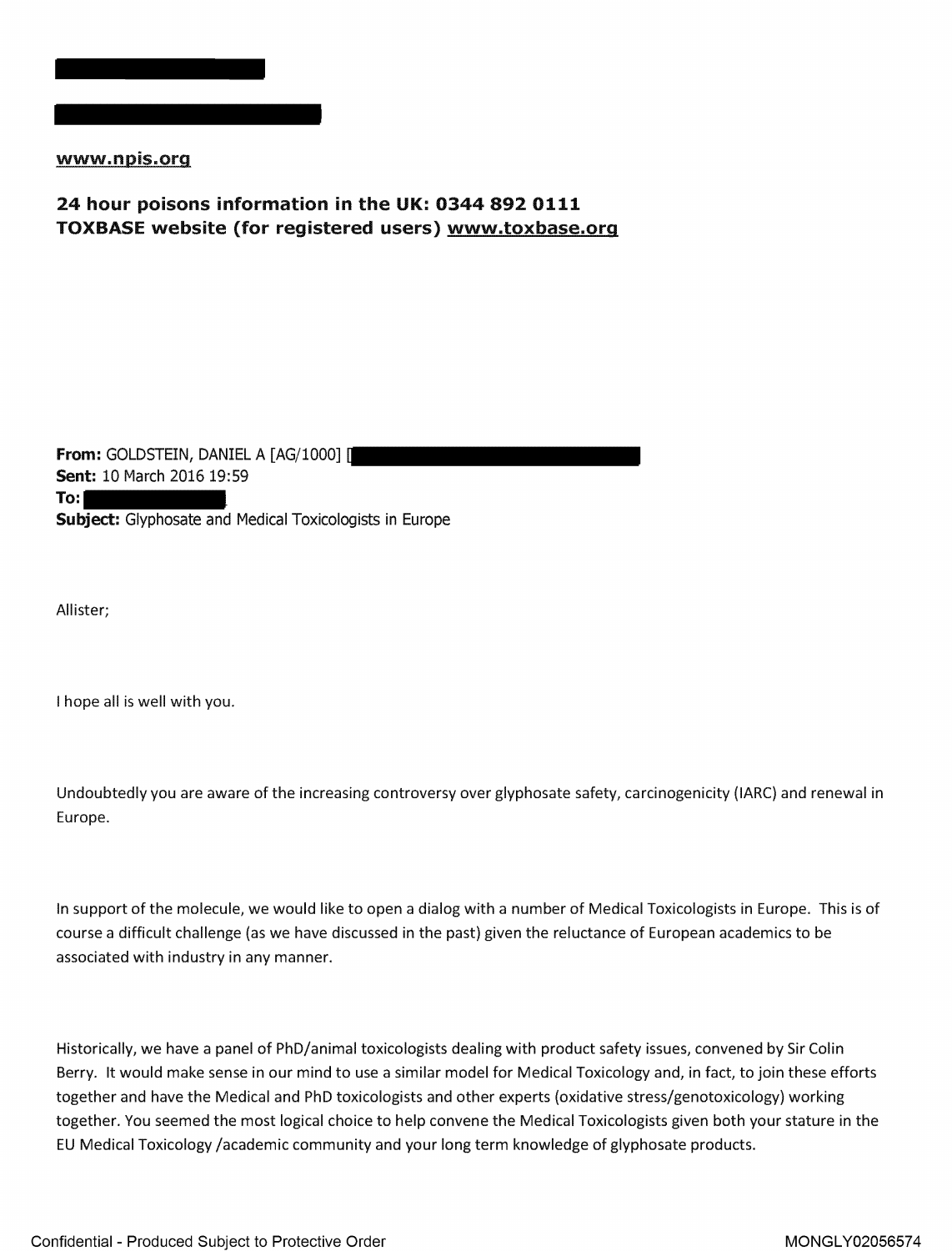[REDACTED]

[REDACTED]

**www.npis.org**

**24 hour poisons information in the UK: 0344 892 0111**
**TOXBASE website (for registered users) www.toxbase.org**

**From:** GOLDSTEIN, DANIEL A [AG/1000] [REDACTED]
**Sent:** 10 March 2016 19:59
**To:** [REDACTED]
**Subject:** Glyphosate and Medical Toxicologists in Europe

Allister;

I hope all is well with you.

Undoubtedly you are aware of the increasing controversy over glyphosate safety, carcinogenicity (IARC) and renewal in Europe.

In support of the molecule, we would like to open a dialog with a number of Medical Toxicologists in Europe. This is of course a difficult challenge (as we have discussed in the past) given the reluctance of European academics to be associated with industry in any manner.

Historically, we have a panel of PhD/animal toxicologists dealing with product safety issues, convened by Sir Colin Berry. It would make sense in our mind to use a similar model for Medical Toxicology and, in fact, to join these efforts together and have the Medical and PhD toxicologists and other experts (oxidative stress/genotoxicology) working together. You seemed the most logical choice to help convene the Medical Toxicologists given both your stature in the EU Medical Toxicology /academic community and your long term knowledge of glyphosate products.

Confidential - Produced Subject to Protective Order

MONGLY02056574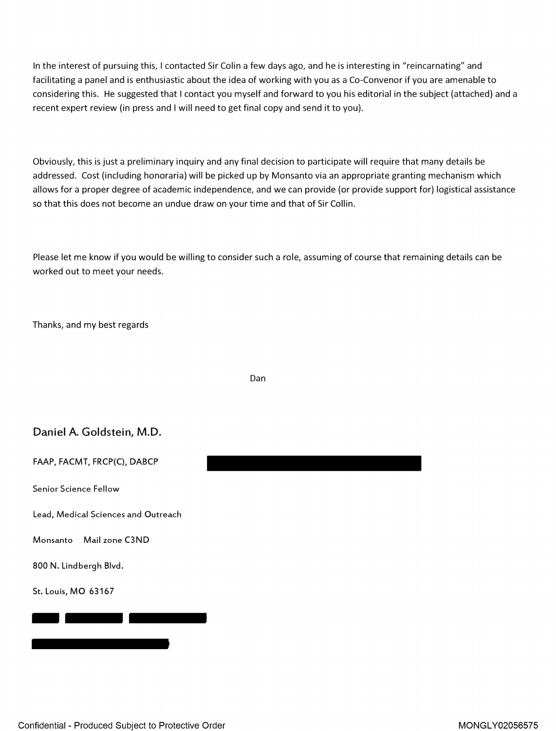In the interest of pursuing this, I contacted Sir Colin a few days ago, and he is interesting in "reincarnating" and facilitating a panel and is enthusiastic about the idea of working with you as a Co-Convenor if you are amenable to considering this. He suggested that I contact you myself and forward to you his editorial in the subject (attached) and a recent expert review (in press and I will need to get final copy and send it to you).

Obviously, this is just a preliminary inquiry and any final decision to participate will require that many details be addressed. Cost (including honoraria) will be picked up by Monsanto via an appropriate granting mechanism which allows for a proper degree of academic independence, and we can provide (or provide support for) logistical assistance so that this does not become an undue draw on your time and that of Sir Collin.

Please let me know if you would be willing to consider such a role, assuming of course that remaining details can be worked out to meet your needs.

Thanks, and my best regards

Dan

**Daniel A. Goldstein, M.D.**

FAAP, FACMT, FRCP(C), DABCP

Senior Science Fellow

Lead, Medical Sciences and Outreach

Monsanto Mail zone C3ND

800 N. Lindbergh Blvd.

St. Louis, MO 63167

Confidential - Produced Subject to Protective Order

MONGLY02056575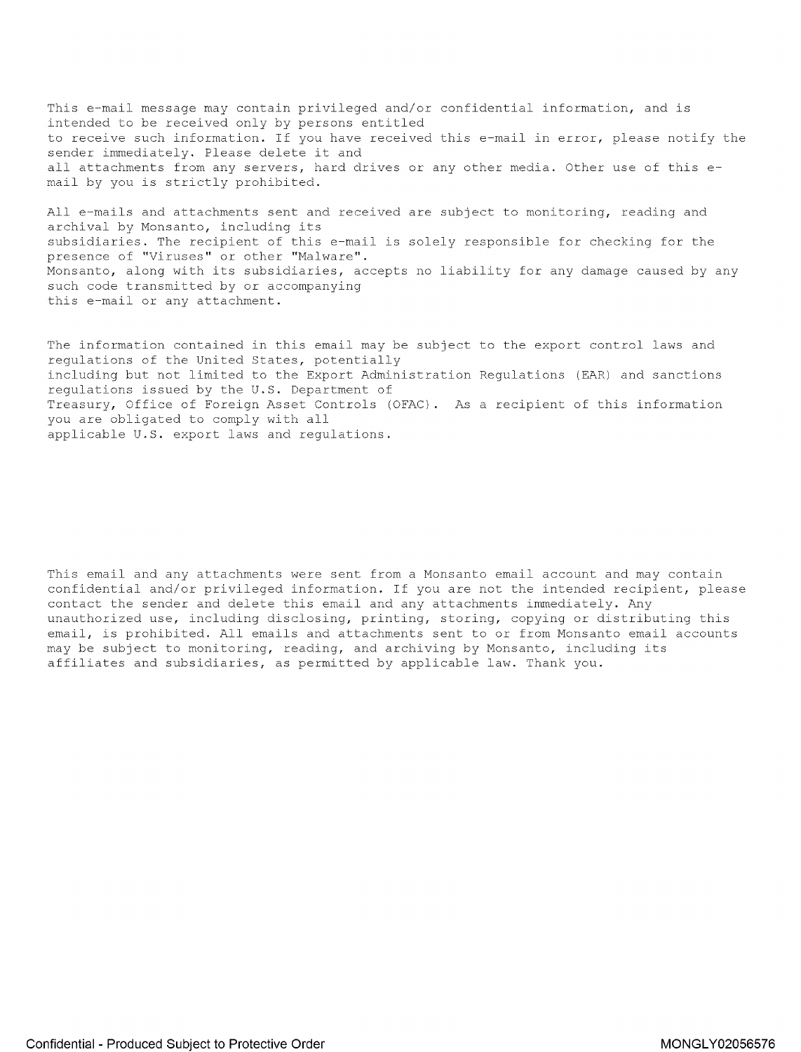This e-mail message may contain privileged and/or confidential information, and is intended to be received only by persons entitled
to receive such information. If you have received this e-mail in error, please notify the sender immediately. Please delete it and
all attachments from any servers, hard drives or any other media. Other use of this e-mail by you is strictly prohibited.

All e-mails and attachments sent and received are subject to monitoring, reading and archival by Monsanto, including its
subsidiaries. The recipient of this e-mail is solely responsible for checking for the presence of "Viruses" or other "Malware".
Monsanto, along with its subsidiaries, accepts no liability for any damage caused by any such code transmitted by or accompanying
this e-mail or any attachment.

The information contained in this email may be subject to the export control laws and regulations of the United States, potentially
including but not limited to the Export Administration Regulations (EAR) and sanctions regulations issued by the U.S. Department of
Treasury, Office of Foreign Asset Controls (OFAC). As a recipient of this information you are obligated to comply with all
applicable U.S. export laws and regulations.

This email and any attachments were sent from a Monsanto email account and may contain confidential and/or privileged information. If you are not the intended recipient, please contact the sender and delete this email and any attachments immediately. Any unauthorized use, including disclosing, printing, storing, copying or distributing this email, is prohibited. All emails and attachments sent to or from Monsanto email accounts may be subject to monitoring, reading, and archiving by Monsanto, including its affiliates and subsidiaries, as permitted by applicable law. Thank you.